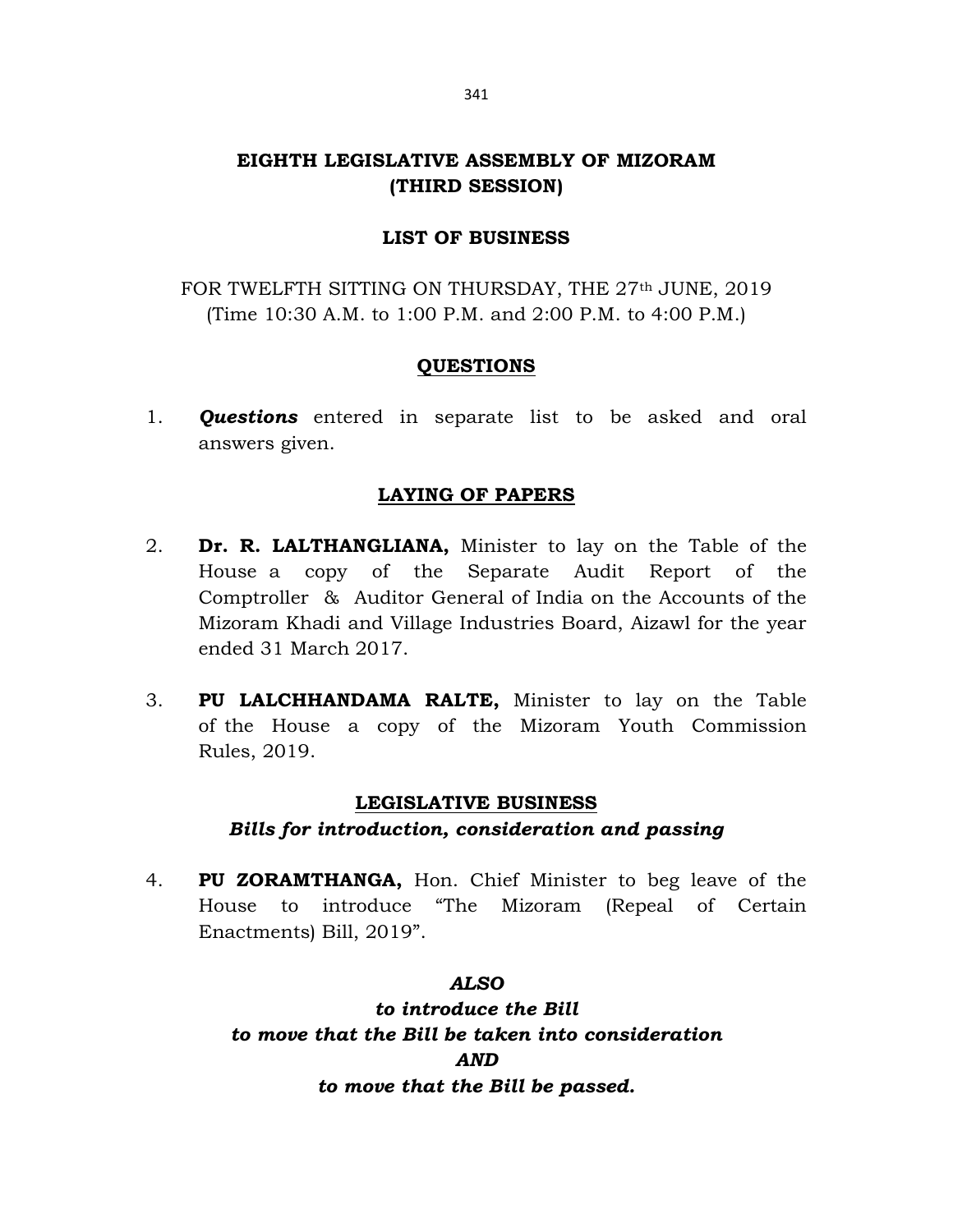# EIGHTH LEGISLATIVE ASSEMBLY OF MIZORAM
# (THIRD SESSION)

## LIST OF BUSINESS

FOR TWELFTH SITTING ON THURSDAY, THE 27th JUNE, 2019
(Time 10:30 A.M. to 1:00 P.M. and 2:00 P.M. to 4:00 P.M.)

### QUESTIONS

1. ***Questions*** entered in separate list to be asked and oral answers given.

### LAYING OF PAPERS

2. **Dr. R. LALTHANGLIANA,** Minister to lay on the Table of the House a copy of the Separate Audit Report of the Comptroller & Auditor General of India on the Accounts of the Mizoram Khadi and Village Industries Board, Aizawl for the year ended 31 March 2017.

3. **PU LALCHHANDAMA RALTE,** Minister to lay on the Table of the House a copy of the Mizoram Youth Commission Rules, 2019.

### LEGISLATIVE BUSINESS

***Bills for introduction, consideration and passing***

4. **PU ZORAMTHANGA,** Hon. Chief Minister to beg leave of the House to introduce "The Mizoram (Repeal of Certain Enactments) Bill, 2019".

***ALSO***

***to introduce the Bill***

***to move that the Bill be taken into consideration***

***AND***

***to move that the Bill be passed.***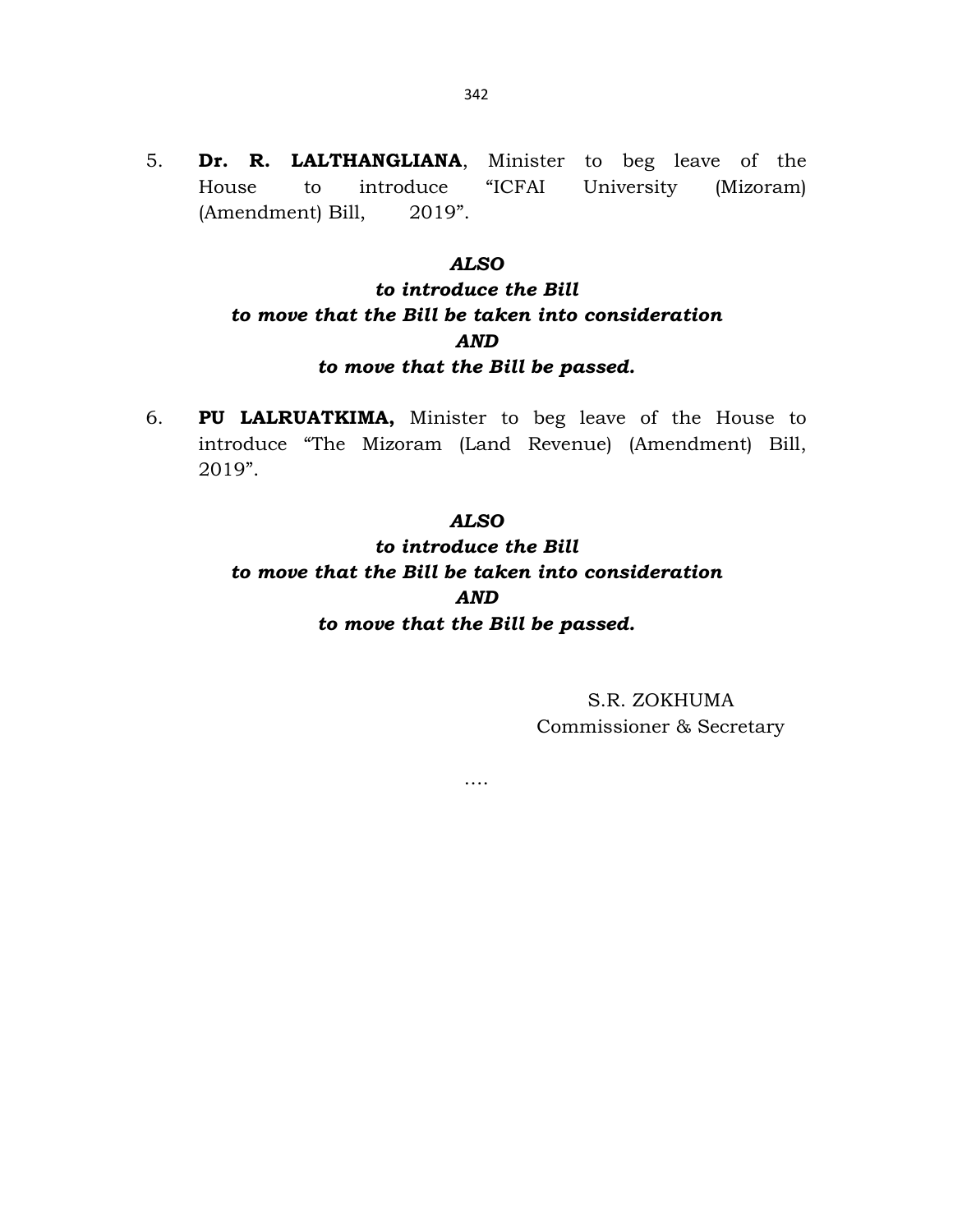5. **Dr. R. LALTHANGLIANA**, Minister to beg leave of the House to introduce "ICFAI University (Mizoram) (Amendment) Bill, 2019".

***ALSO***
***to introduce the Bill***
***to move that the Bill be taken into consideration***
***AND***
***to move that the Bill be passed.***

6. **PU LALRUATKIMA,** Minister to beg leave of the House to introduce "The Mizoram (Land Revenue) (Amendment) Bill, 2019".

***ALSO***
***to introduce the Bill***
***to move that the Bill be taken into consideration***
***AND***
***to move that the Bill be passed.***

S.R. ZOKHUMA
Commissioner & Secretary

....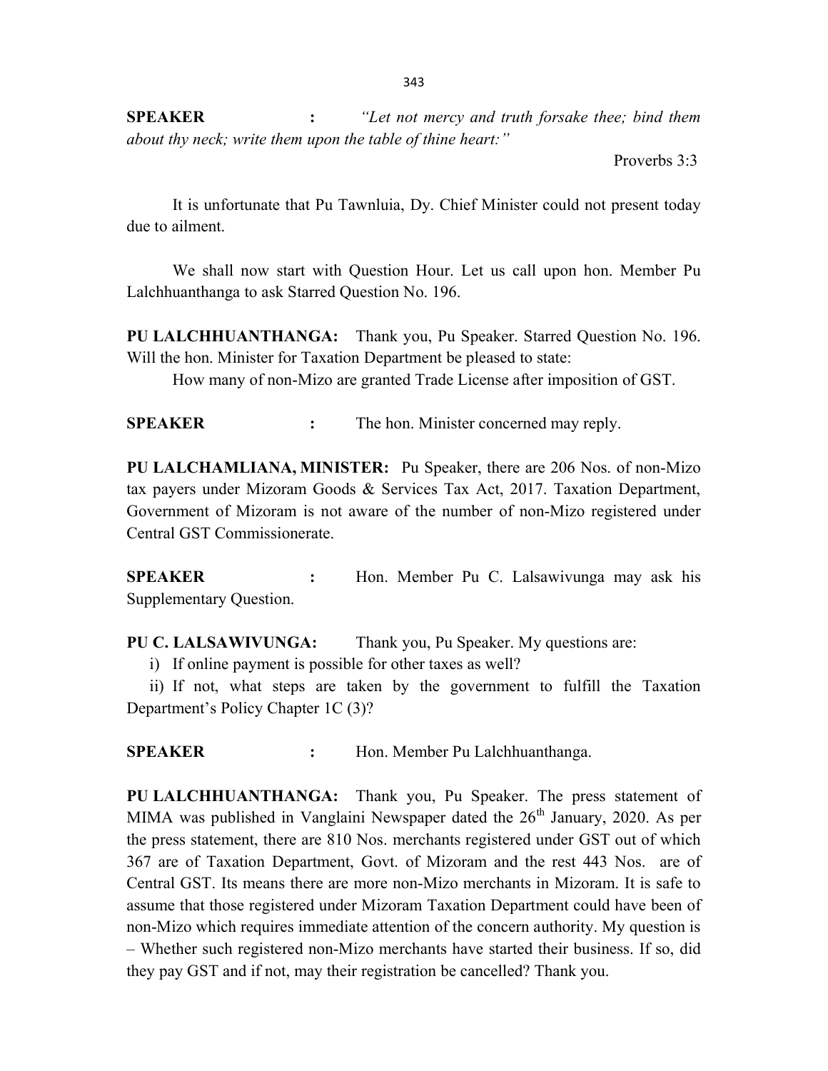**SPEAKER :** *"Let not mercy and truth forsake thee; bind them about thy neck; write them upon the table of thine heart:"*

Proverbs 3:3

It is unfortunate that Pu Tawnluia, Dy. Chief Minister could not present today due to ailment.

We shall now start with Question Hour. Let us call upon hon. Member Pu Lalchhuanthanga to ask Starred Question No. 196.

**PU LALCHHUANTHANGA:** Thank you, Pu Speaker. Starred Question No. 196. Will the hon. Minister for Taxation Department be pleased to state:

How many of non-Mizo are granted Trade License after imposition of GST.

**SPEAKER :** The hon. Minister concerned may reply.

**PU LALCHAMLIANA, MINISTER:** Pu Speaker, there are 206 Nos. of non-Mizo tax payers under Mizoram Goods & Services Tax Act, 2017. Taxation Department, Government of Mizoram is not aware of the number of non-Mizo registered under Central GST Commissionerate.

**SPEAKER :** Hon. Member Pu C. Lalsawivunga may ask his Supplementary Question.

**PU C. LALSAWIVUNGA:** Thank you, Pu Speaker. My questions are:

i) If online payment is possible for other taxes as well?

ii) If not, what steps are taken by the government to fulfill the Taxation Department's Policy Chapter 1C (3)?

**SPEAKER :** Hon. Member Pu Lalchhuanthanga.

**PU LALCHHUANTHANGA:** Thank you, Pu Speaker. The press statement of MIMA was published in Vanglaini Newspaper dated the 26th January, 2020. As per the press statement, there are 810 Nos. merchants registered under GST out of which 367 are of Taxation Department, Govt. of Mizoram and the rest 443 Nos. are of Central GST. Its means there are more non-Mizo merchants in Mizoram. It is safe to assume that those registered under Mizoram Taxation Department could have been of non-Mizo which requires immediate attention of the concern authority. My question is – Whether such registered non-Mizo merchants have started their business. If so, did they pay GST and if not, may their registration be cancelled? Thank you.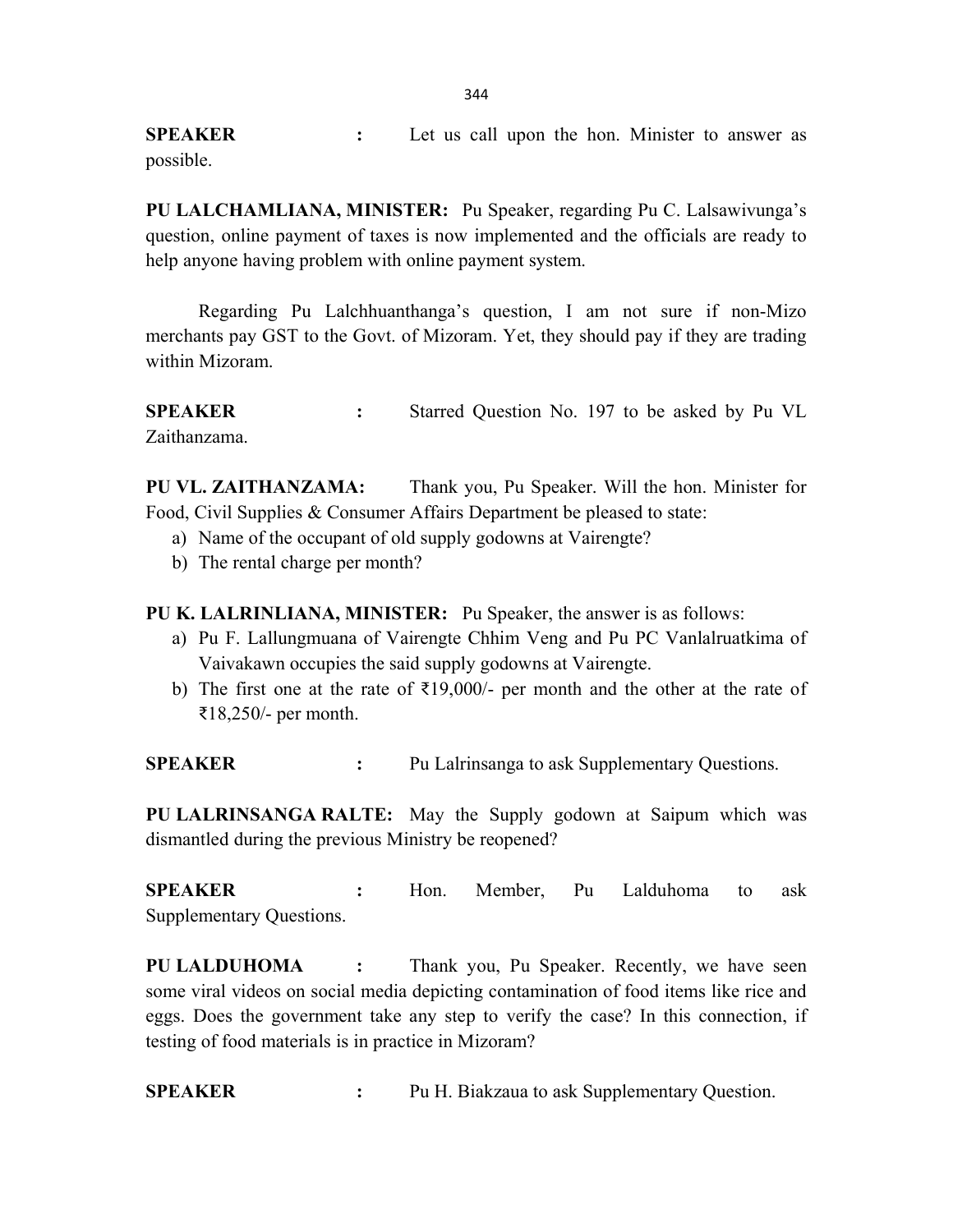**SPEAKER :** Let us call upon the hon. Minister to answer as possible.

**PU LALCHAMLIANA, MINISTER:** Pu Speaker, regarding Pu C. Lalsawivunga's question, online payment of taxes is now implemented and the officials are ready to help anyone having problem with online payment system.

Regarding Pu Lalchhuanthanga's question, I am not sure if non-Mizo merchants pay GST to the Govt. of Mizoram. Yet, they should pay if they are trading within Mizoram.

**SPEAKER :** Starred Question No. 197 to be asked by Pu VL Zaithanzama.

**PU VL. ZAITHANZAMA:** Thank you, Pu Speaker. Will the hon. Minister for Food, Civil Supplies & Consumer Affairs Department be pleased to state:

a) Name of the occupant of old supply godowns at Vairengte?
b) The rental charge per month?

**PU K. LALRINLIANA, MINISTER:** Pu Speaker, the answer is as follows:

a) Pu F. Lallungmuana of Vairengte Chhim Veng and Pu PC Vanlalruatkima of Vaivakawn occupies the said supply godowns at Vairengte.
b) The first one at the rate of ₹19,000/- per month and the other at the rate of ₹18,250/- per month.

**SPEAKER :** Pu Lalrinsanga to ask Supplementary Questions.

**PU LALRINSANGA RALTE:** May the Supply godown at Saipum which was dismantled during the previous Ministry be reopened?

**SPEAKER :** Hon. Member, Pu Lalduhoma to ask Supplementary Questions.

**PU LALDUHOMA :** Thank you, Pu Speaker. Recently, we have seen some viral videos on social media depicting contamination of food items like rice and eggs. Does the government take any step to verify the case? In this connection, if testing of food materials is in practice in Mizoram?

**SPEAKER :** Pu H. Biakzaua to ask Supplementary Question.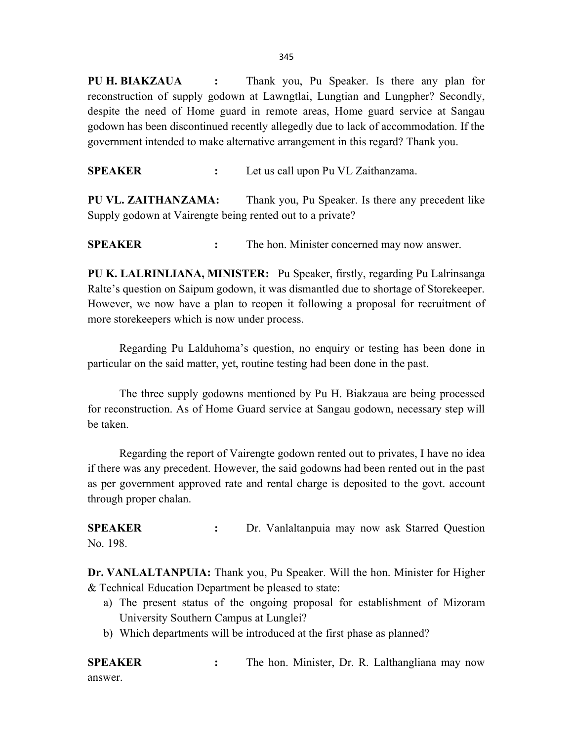**PU H. BIAKZAUA :** Thank you, Pu Speaker. Is there any plan for reconstruction of supply godown at Lawngtlai, Lungtian and Lungpher? Secondly, despite the need of Home guard in remote areas, Home guard service at Sangau godown has been discontinued recently allegedly due to lack of accommodation. If the government intended to make alternative arrangement in this regard? Thank you.

**SPEAKER :** Let us call upon Pu VL Zaithanzama.

**PU VL. ZAITHANZAMA:** Thank you, Pu Speaker. Is there any precedent like Supply godown at Vairengte being rented out to a private?

**SPEAKER :** The hon. Minister concerned may now answer.

**PU K. LALRINLIANA, MINISTER:** Pu Speaker, firstly, regarding Pu Lalrinsanga Ralte's question on Saipum godown, it was dismantled due to shortage of Storekeeper. However, we now have a plan to reopen it following a proposal for recruitment of more storekeepers which is now under process.

Regarding Pu Lalduhoma's question, no enquiry or testing has been done in particular on the said matter, yet, routine testing had been done in the past.

The three supply godowns mentioned by Pu H. Biakzaua are being processed for reconstruction. As of Home Guard service at Sangau godown, necessary step will be taken.

Regarding the report of Vairengte godown rented out to privates, I have no idea if there was any precedent. However, the said godowns had been rented out in the past as per government approved rate and rental charge is deposited to the govt. account through proper chalan.

**SPEAKER :** Dr. Vanlaltanpuia may now ask Starred Question No. 198.

**Dr. VANLALTANPUIA:** Thank you, Pu Speaker. Will the hon. Minister for Higher & Technical Education Department be pleased to state:

a) The present status of the ongoing proposal for establishment of Mizoram University Southern Campus at Lunglei?
b) Which departments will be introduced at the first phase as planned?

**SPEAKER :** The hon. Minister, Dr. R. Lalthangliana may now answer.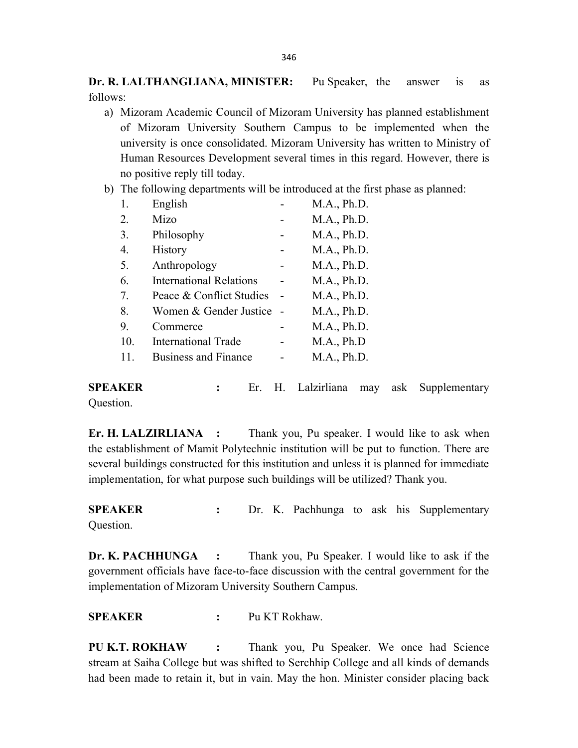**Dr. R. LALTHANGLIANA, MINISTER:** Pu Speaker, the answer is as follows:

a) Mizoram Academic Council of Mizoram University has planned establishment of Mizoram University Southern Campus to be implemented when the university is once consolidated. Mizoram University has written to Ministry of Human Resources Development several times in this regard. However, there is no positive reply till today.

b) The following departments will be introduced at the first phase as planned:

| | | | |
|---|---|---|---|
| 1. | English | - | M.A., Ph.D. |
| 2. | Mizo | - | M.A., Ph.D. |
| 3. | Philosophy | - | M.A., Ph.D. |
| 4. | History | - | M.A., Ph.D. |
| 5. | Anthropology | - | M.A., Ph.D. |
| 6. | International Relations | - | M.A., Ph.D. |
| 7. | Peace & Conflict Studies | - | M.A., Ph.D. |
| 8. | Women & Gender Justice | - | M.A., Ph.D. |
| 9. | Commerce | - | M.A., Ph.D. |
| 10. | International Trade | - | M.A., Ph.D |
| 11. | Business and Finance | - | M.A., Ph.D. |

**SPEAKER :** Er. H. Lalzirliana may ask Supplementary Question.

**Er. H. LALZIRLIANA :** Thank you, Pu speaker. I would like to ask when the establishment of Mamit Polytechnic institution will be put to function. There are several buildings constructed for this institution and unless it is planned for immediate implementation, for what purpose such buildings will be utilized? Thank you.

**SPEAKER :** Dr. K. Pachhunga to ask his Supplementary Question.

**Dr. K. PACHHUNGA :** Thank you, Pu Speaker. I would like to ask if the government officials have face-to-face discussion with the central government for the implementation of Mizoram University Southern Campus.

**SPEAKER :** Pu KT Rokhaw.

**PU K.T. ROKHAW :** Thank you, Pu Speaker. We once had Science stream at Saiha College but was shifted to Serchhip College and all kinds of demands had been made to retain it, but in vain. May the hon. Minister consider placing back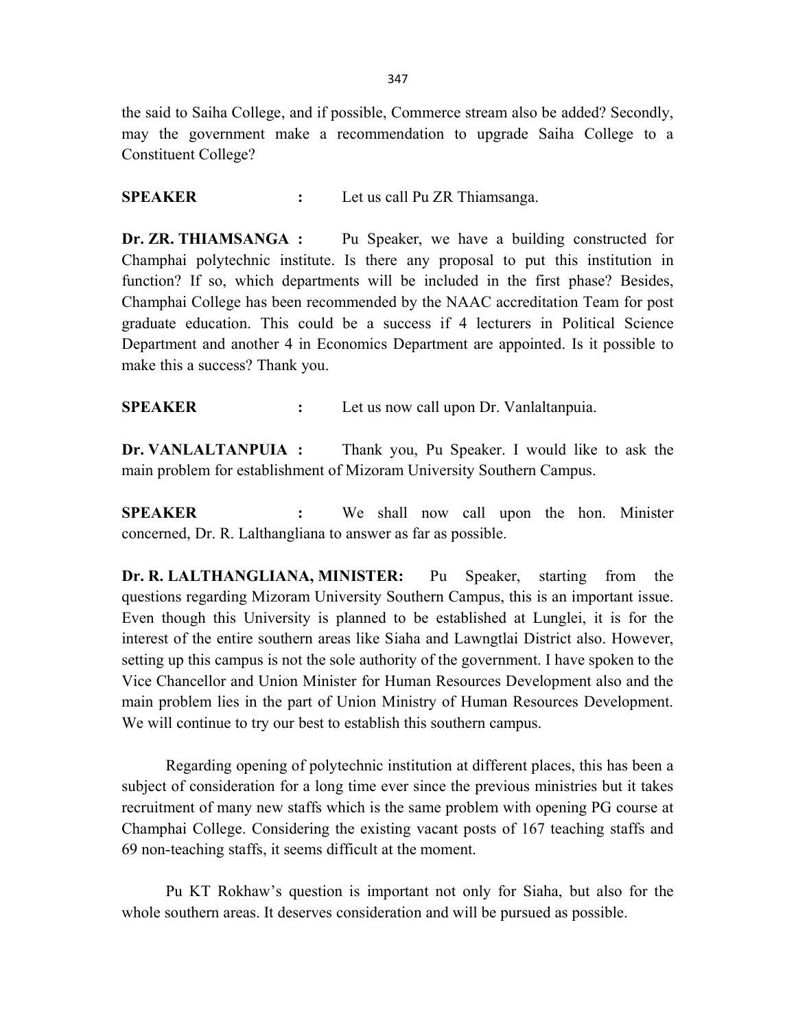the said to Saiha College, and if possible, Commerce stream also be added? Secondly, may the government make a recommendation to upgrade Saiha College to a Constituent College?

**SPEAKER** : Let us call Pu ZR Thiamsanga.

**Dr. ZR. THIAMSANGA :** Pu Speaker, we have a building constructed for Champhai polytechnic institute. Is there any proposal to put this institution in function? If so, which departments will be included in the first phase? Besides, Champhai College has been recommended by the NAAC accreditation Team for post graduate education. This could be a success if 4 lecturers in Political Science Department and another 4 in Economics Department are appointed. Is it possible to make this a success? Thank you.

**SPEAKER** : Let us now call upon Dr. Vanlaltanpuia.

**Dr. VANLALTANPUIA :** Thank you, Pu Speaker. I would like to ask the main problem for establishment of Mizoram University Southern Campus.

**SPEAKER** : We shall now call upon the hon. Minister concerned, Dr. R. Lalthangliana to answer as far as possible.

**Dr. R. LALTHANGLIANA, MINISTER:** Pu Speaker, starting from the questions regarding Mizoram University Southern Campus, this is an important issue. Even though this University is planned to be established at Lunglei, it is for the interest of the entire southern areas like Siaha and Lawngtlai District also. However, setting up this campus is not the sole authority of the government. I have spoken to the Vice Chancellor and Union Minister for Human Resources Development also and the main problem lies in the part of Union Ministry of Human Resources Development. We will continue to try our best to establish this southern campus.

Regarding opening of polytechnic institution at different places, this has been a subject of consideration for a long time ever since the previous ministries but it takes recruitment of many new staffs which is the same problem with opening PG course at Champhai College. Considering the existing vacant posts of 167 teaching staffs and 69 non-teaching staffs, it seems difficult at the moment.

Pu KT Rokhaw's question is important not only for Siaha, but also for the whole southern areas. It deserves consideration and will be pursued as possible.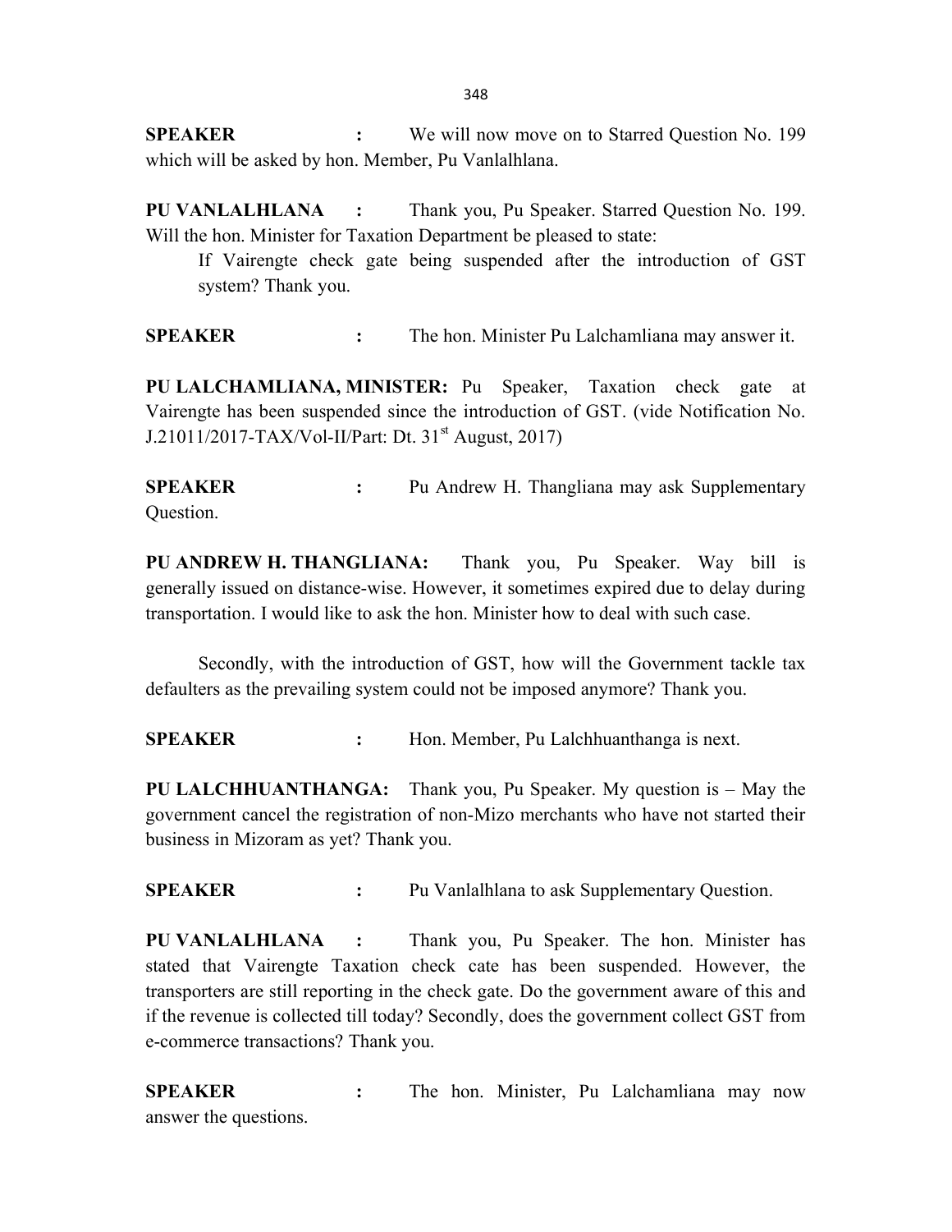**SPEAKER :** We will now move on to Starred Question No. 199 which will be asked by hon. Member, Pu Vanlalhlana.

**PU VANLALHLANA :** Thank you, Pu Speaker. Starred Question No. 199. Will the hon. Minister for Taxation Department be pleased to state:

> If Vairengte check gate being suspended after the introduction of GST system? Thank you.

**SPEAKER :** The hon. Minister Pu Lalchamliana may answer it.

**PU LALCHAMLIANA, MINISTER:** Pu Speaker, Taxation check gate at Vairengte has been suspended since the introduction of GST. (vide Notification No. J.21011/2017-TAX/Vol-II/Part: Dt. 31st August, 2017)

**SPEAKER :** Pu Andrew H. Thangliana may ask Supplementary Question.

**PU ANDREW H. THANGLIANA:** Thank you, Pu Speaker. Way bill is generally issued on distance-wise. However, it sometimes expired due to delay during transportation. I would like to ask the hon. Minister how to deal with such case.

Secondly, with the introduction of GST, how will the Government tackle tax defaulters as the prevailing system could not be imposed anymore? Thank you.

**SPEAKER :** Hon. Member, Pu Lalchhuanthanga is next.

**PU LALCHHUANTHANGA:** Thank you, Pu Speaker. My question is – May the government cancel the registration of non-Mizo merchants who have not started their business in Mizoram as yet? Thank you.

**SPEAKER :** Pu Vanlalhlana to ask Supplementary Question.

**PU VANLALHLANA :** Thank you, Pu Speaker. The hon. Minister has stated that Vairengte Taxation check cate has been suspended. However, the transporters are still reporting in the check gate. Do the government aware of this and if the revenue is collected till today? Secondly, does the government collect GST from e-commerce transactions? Thank you.

**SPEAKER :** The hon. Minister, Pu Lalchamliana may now answer the questions.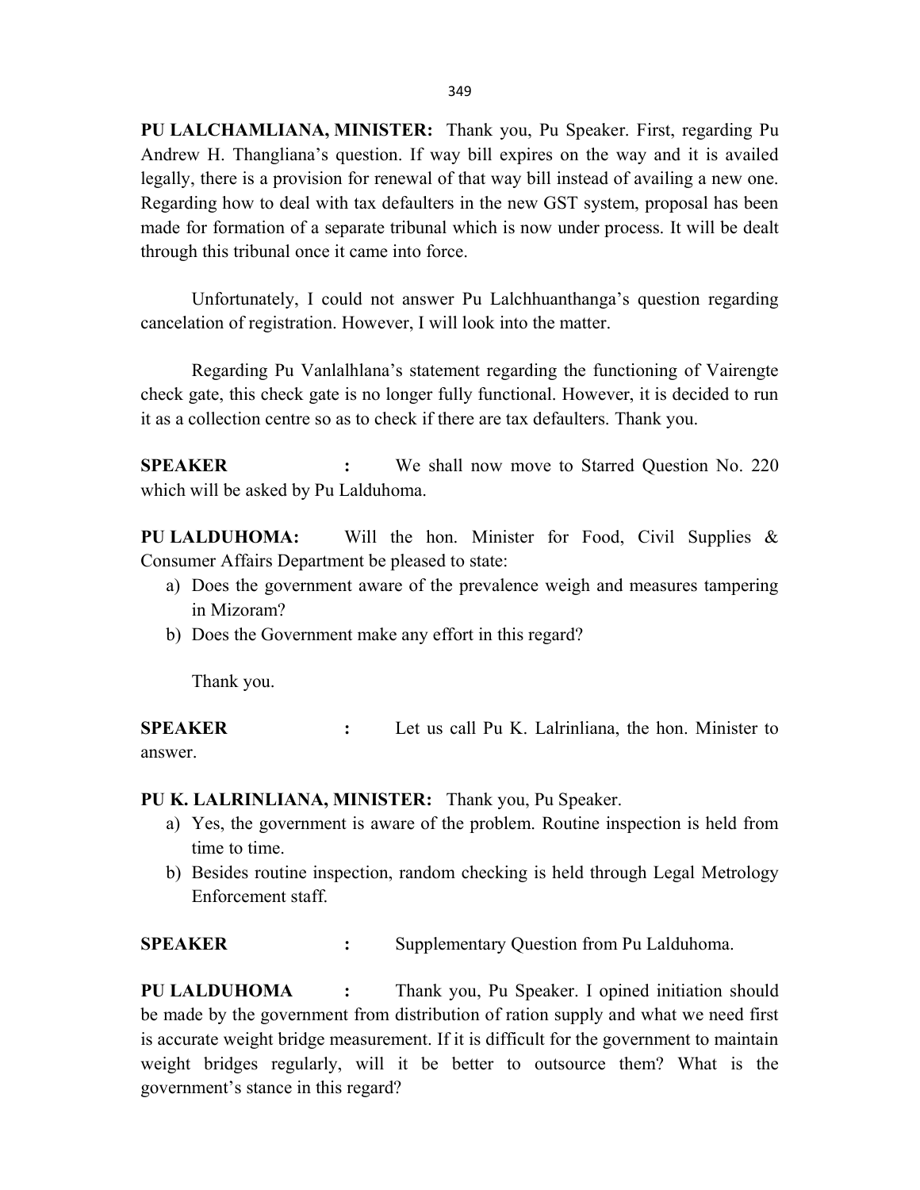**PU LALCHAMLIANA, MINISTER:** Thank you, Pu Speaker. First, regarding Pu Andrew H. Thangliana's question. If way bill expires on the way and it is availed legally, there is a provision for renewal of that way bill instead of availing a new one. Regarding how to deal with tax defaulters in the new GST system, proposal has been made for formation of a separate tribunal which is now under process. It will be dealt through this tribunal once it came into force.

Unfortunately, I could not answer Pu Lalchhuanthanga's question regarding cancelation of registration. However, I will look into the matter.

Regarding Pu Vanlalhlana's statement regarding the functioning of Vairengte check gate, this check gate is no longer fully functional. However, it is decided to run it as a collection centre so as to check if there are tax defaulters. Thank you.

**SPEAKER :** We shall now move to Starred Question No. 220 which will be asked by Pu Lalduhoma.

**PU LALDUHOMA:** Will the hon. Minister for Food, Civil Supplies & Consumer Affairs Department be pleased to state:

a) Does the government aware of the prevalence weigh and measures tampering in Mizoram?
b) Does the Government make any effort in this regard?

Thank you.

**SPEAKER :** Let us call Pu K. Lalrinliana, the hon. Minister to answer.

**PU K. LALRINLIANA, MINISTER:** Thank you, Pu Speaker.

a) Yes, the government is aware of the problem. Routine inspection is held from time to time.
b) Besides routine inspection, random checking is held through Legal Metrology Enforcement staff.

**SPEAKER :** Supplementary Question from Pu Lalduhoma.

**PU LALDUHOMA :** Thank you, Pu Speaker. I opined initiation should be made by the government from distribution of ration supply and what we need first is accurate weight bridge measurement. If it is difficult for the government to maintain weight bridges regularly, will it be better to outsource them? What is the government's stance in this regard?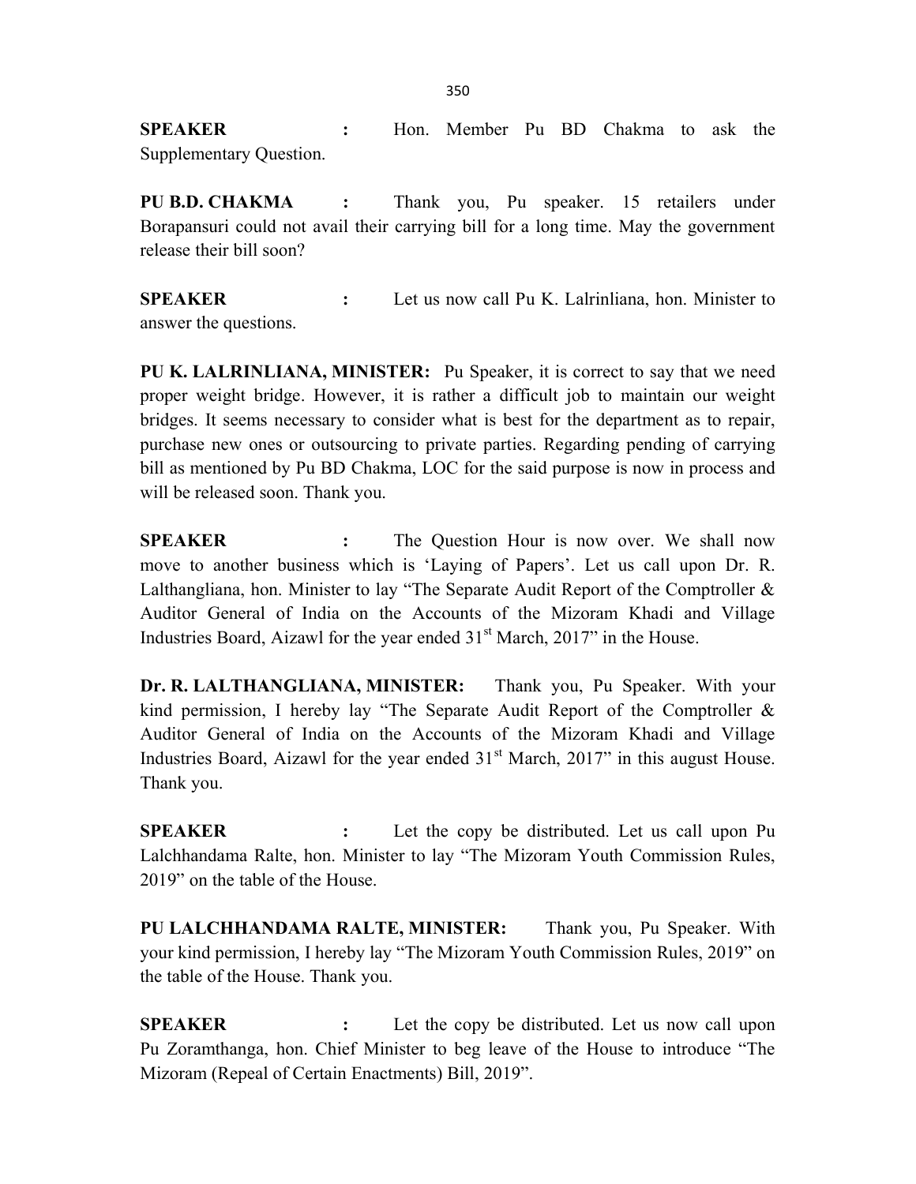**SPEAKER :** Hon. Member Pu BD Chakma to ask the Supplementary Question.

**PU B.D. CHAKMA :** Thank you, Pu speaker. 15 retailers under Borapansuri could not avail their carrying bill for a long time. May the government release their bill soon?

**SPEAKER :** Let us now call Pu K. Lalrinliana, hon. Minister to answer the questions.

**PU K. LALRINLIANA, MINISTER:** Pu Speaker, it is correct to say that we need proper weight bridge. However, it is rather a difficult job to maintain our weight bridges. It seems necessary to consider what is best for the department as to repair, purchase new ones or outsourcing to private parties. Regarding pending of carrying bill as mentioned by Pu BD Chakma, LOC for the said purpose is now in process and will be released soon. Thank you.

**SPEAKER :** The Question Hour is now over. We shall now move to another business which is 'Laying of Papers'. Let us call upon Dr. R. Lalthangliana, hon. Minister to lay "The Separate Audit Report of the Comptroller & Auditor General of India on the Accounts of the Mizoram Khadi and Village Industries Board, Aizawl for the year ended 31st March, 2017" in the House.

**Dr. R. LALTHANGLIANA, MINISTER:** Thank you, Pu Speaker. With your kind permission, I hereby lay "The Separate Audit Report of the Comptroller & Auditor General of India on the Accounts of the Mizoram Khadi and Village Industries Board, Aizawl for the year ended 31st March, 2017" in this august House. Thank you.

**SPEAKER :** Let the copy be distributed. Let us call upon Pu Lalchhandama Ralte, hon. Minister to lay "The Mizoram Youth Commission Rules, 2019" on the table of the House.

**PU LALCHHANDAMA RALTE, MINISTER:** Thank you, Pu Speaker. With your kind permission, I hereby lay "The Mizoram Youth Commission Rules, 2019" on the table of the House. Thank you.

**SPEAKER :** Let the copy be distributed. Let us now call upon Pu Zoramthanga, hon. Chief Minister to beg leave of the House to introduce "The Mizoram (Repeal of Certain Enactments) Bill, 2019".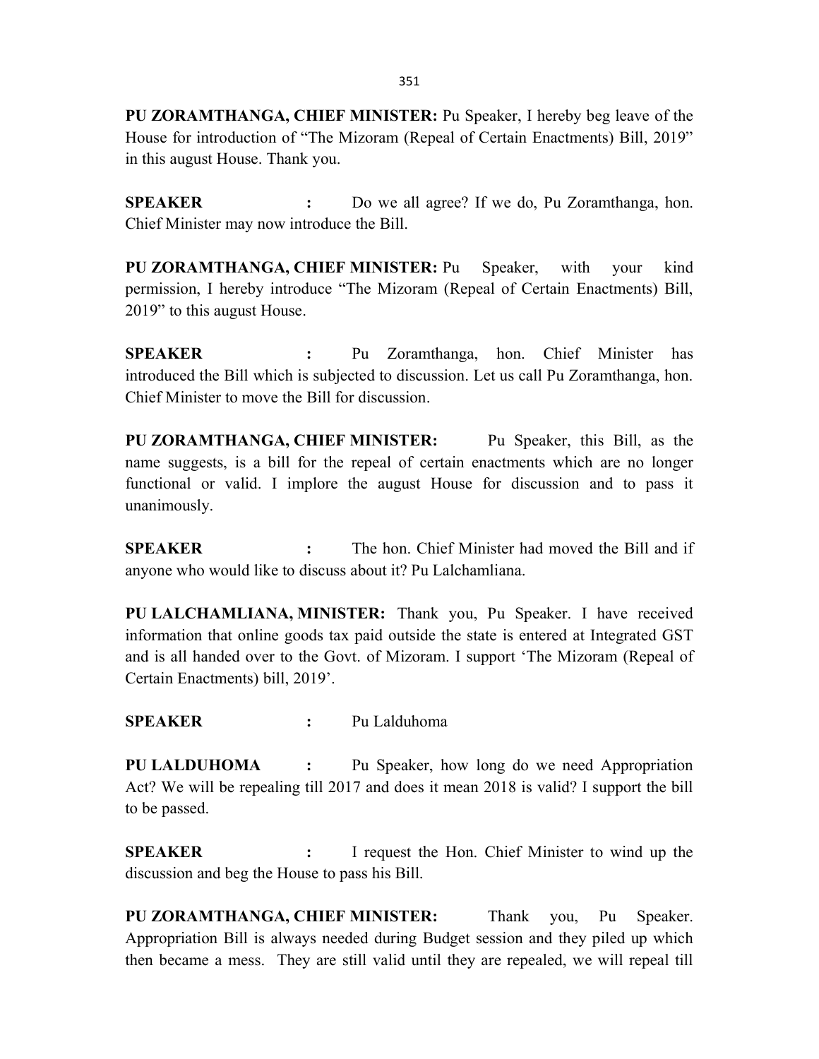**PU ZORAMTHANGA, CHIEF MINISTER:** Pu Speaker, I hereby beg leave of the House for introduction of "The Mizoram (Repeal of Certain Enactments) Bill, 2019" in this august House. Thank you.

**SPEAKER :** Do we all agree? If we do, Pu Zoramthanga, hon. Chief Minister may now introduce the Bill.

**PU ZORAMTHANGA, CHIEF MINISTER:** Pu Speaker, with your kind permission, I hereby introduce "The Mizoram (Repeal of Certain Enactments) Bill, 2019" to this august House.

**SPEAKER :** Pu Zoramthanga, hon. Chief Minister has introduced the Bill which is subjected to discussion. Let us call Pu Zoramthanga, hon. Chief Minister to move the Bill for discussion.

**PU ZORAMTHANGA, CHIEF MINISTER:** Pu Speaker, this Bill, as the name suggests, is a bill for the repeal of certain enactments which are no longer functional or valid. I implore the august House for discussion and to pass it unanimously.

**SPEAKER :** The hon. Chief Minister had moved the Bill and if anyone who would like to discuss about it? Pu Lalchamliana.

**PU LALCHAMLIANA, MINISTER:** Thank you, Pu Speaker. I have received information that online goods tax paid outside the state is entered at Integrated GST and is all handed over to the Govt. of Mizoram. I support 'The Mizoram (Repeal of Certain Enactments) bill, 2019'.

**SPEAKER :** Pu Lalduhoma

**PU LALDUHOMA :** Pu Speaker, how long do we need Appropriation Act? We will be repealing till 2017 and does it mean 2018 is valid? I support the bill to be passed.

**SPEAKER :** I request the Hon. Chief Minister to wind up the discussion and beg the House to pass his Bill.

**PU ZORAMTHANGA, CHIEF MINISTER:** Thank you, Pu Speaker. Appropriation Bill is always needed during Budget session and they piled up which then became a mess. They are still valid until they are repealed, we will repeal till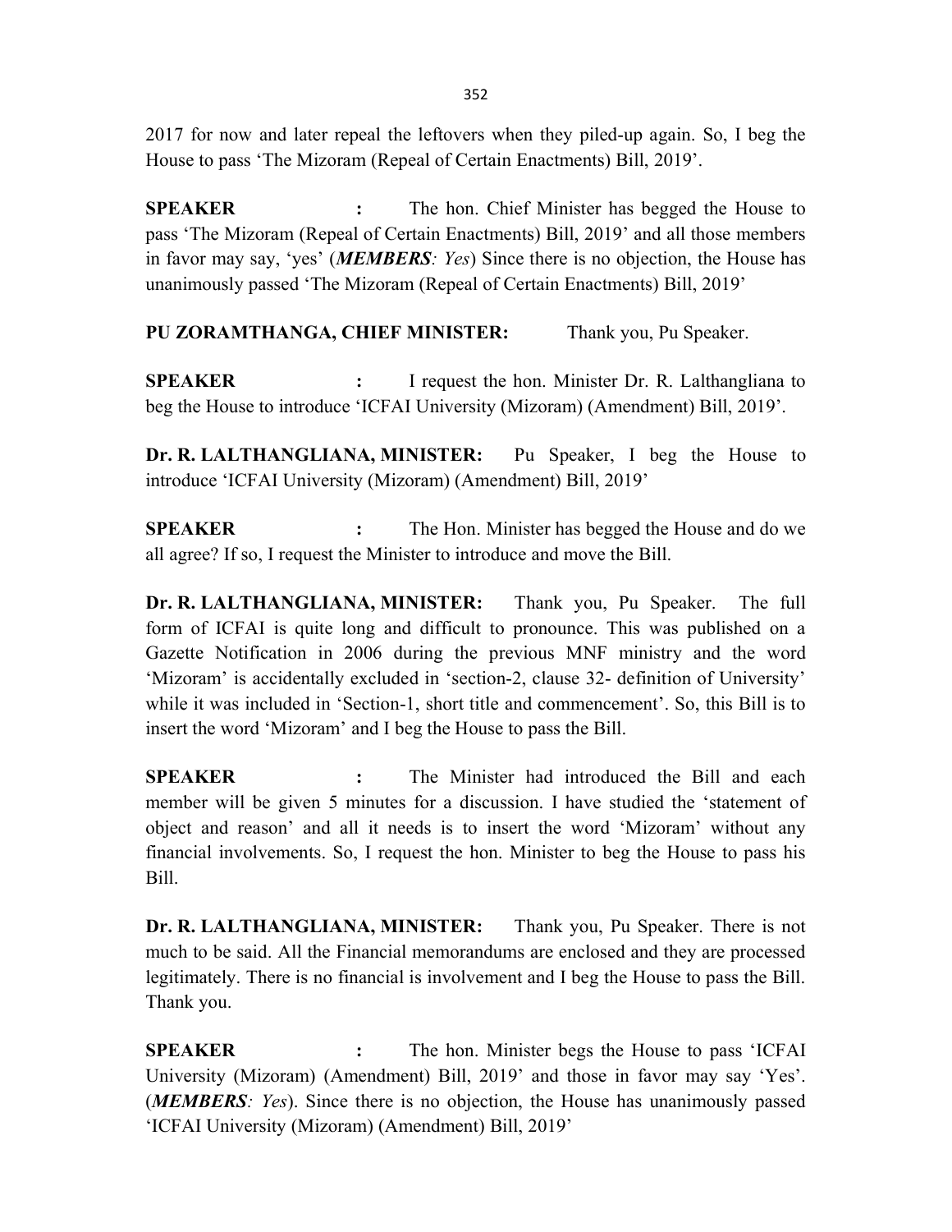2017 for now and later repeal the leftovers when they piled-up again. So, I beg the House to pass 'The Mizoram (Repeal of Certain Enactments) Bill, 2019'.

**SPEAKER :** The hon. Chief Minister has begged the House to pass 'The Mizoram (Repeal of Certain Enactments) Bill, 2019' and all those members in favor may say, 'yes' (***MEMBERS**: Yes*) Since there is no objection, the House has unanimously passed 'The Mizoram (Repeal of Certain Enactments) Bill, 2019'

**PU ZORAMTHANGA, CHIEF MINISTER:** Thank you, Pu Speaker.

**SPEAKER :** I request the hon. Minister Dr. R. Lalthangliana to beg the House to introduce 'ICFAI University (Mizoram) (Amendment) Bill, 2019'.

**Dr. R. LALTHANGLIANA, MINISTER:** Pu Speaker, I beg the House to introduce 'ICFAI University (Mizoram) (Amendment) Bill, 2019'

**SPEAKER :** The Hon. Minister has begged the House and do we all agree? If so, I request the Minister to introduce and move the Bill.

**Dr. R. LALTHANGLIANA, MINISTER:** Thank you, Pu Speaker. The full form of ICFAI is quite long and difficult to pronounce. This was published on a Gazette Notification in 2006 during the previous MNF ministry and the word 'Mizoram' is accidentally excluded in 'section-2, clause 32- definition of University' while it was included in 'Section-1, short title and commencement'. So, this Bill is to insert the word 'Mizoram' and I beg the House to pass the Bill.

**SPEAKER :** The Minister had introduced the Bill and each member will be given 5 minutes for a discussion. I have studied the 'statement of object and reason' and all it needs is to insert the word 'Mizoram' without any financial involvements. So, I request the hon. Minister to beg the House to pass his Bill.

**Dr. R. LALTHANGLIANA, MINISTER:** Thank you, Pu Speaker. There is not much to be said. All the Financial memorandums are enclosed and they are processed legitimately. There is no financial is involvement and I beg the House to pass the Bill. Thank you.

**SPEAKER :** The hon. Minister begs the House to pass 'ICFAI University (Mizoram) (Amendment) Bill, 2019' and those in favor may say 'Yes'. (***MEMBERS**: Yes*). Since there is no objection, the House has unanimously passed 'ICFAI University (Mizoram) (Amendment) Bill, 2019'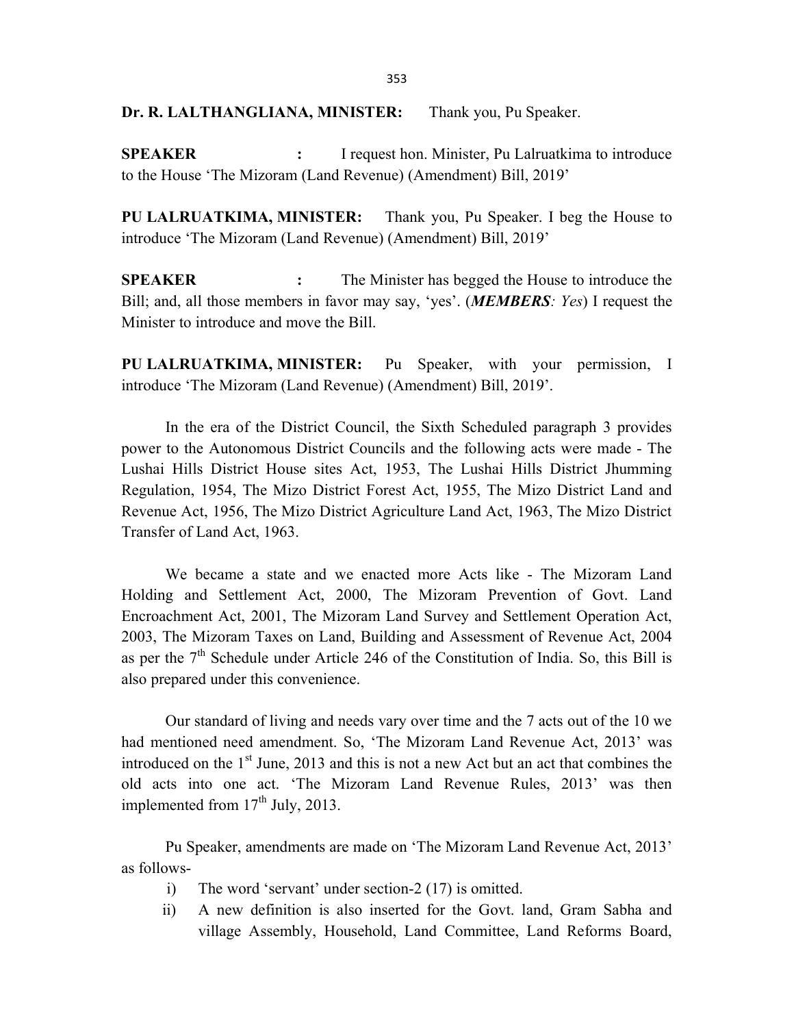**Dr. R. LALTHANGLIANA, MINISTER:** Thank you, Pu Speaker.

**SPEAKER :** I request hon. Minister, Pu Lalruatkima to introduce to the House 'The Mizoram (Land Revenue) (Amendment) Bill, 2019'

**PU LALRUATKIMA, MINISTER:** Thank you, Pu Speaker. I beg the House to introduce 'The Mizoram (Land Revenue) (Amendment) Bill, 2019'

**SPEAKER :** The Minister has begged the House to introduce the Bill; and, all those members in favor may say, 'yes'. (***MEMBERS****: Yes*) I request the Minister to introduce and move the Bill.

**PU LALRUATKIMA, MINISTER:** Pu Speaker, with your permission, I introduce 'The Mizoram (Land Revenue) (Amendment) Bill, 2019'.

In the era of the District Council, the Sixth Scheduled paragraph 3 provides power to the Autonomous District Councils and the following acts were made - The Lushai Hills District House sites Act, 1953, The Lushai Hills District Jhumming Regulation, 1954, The Mizo District Forest Act, 1955, The Mizo District Land and Revenue Act, 1956, The Mizo District Agriculture Land Act, 1963, The Mizo District Transfer of Land Act, 1963.

We became a state and we enacted more Acts like - The Mizoram Land Holding and Settlement Act, 2000, The Mizoram Prevention of Govt. Land Encroachment Act, 2001, The Mizoram Land Survey and Settlement Operation Act, 2003, The Mizoram Taxes on Land, Building and Assessment of Revenue Act, 2004 as per the 7th Schedule under Article 246 of the Constitution of India. So, this Bill is also prepared under this convenience.

Our standard of living and needs vary over time and the 7 acts out of the 10 we had mentioned need amendment. So, 'The Mizoram Land Revenue Act, 2013' was introduced on the 1st June, 2013 and this is not a new Act but an act that combines the old acts into one act. 'The Mizoram Land Revenue Rules, 2013' was then implemented from 17th July, 2013.

Pu Speaker, amendments are made on 'The Mizoram Land Revenue Act, 2013' as follows-

i) The word 'servant' under section-2 (17) is omitted.

ii) A new definition is also inserted for the Govt. land, Gram Sabha and village Assembly, Household, Land Committee, Land Reforms Board,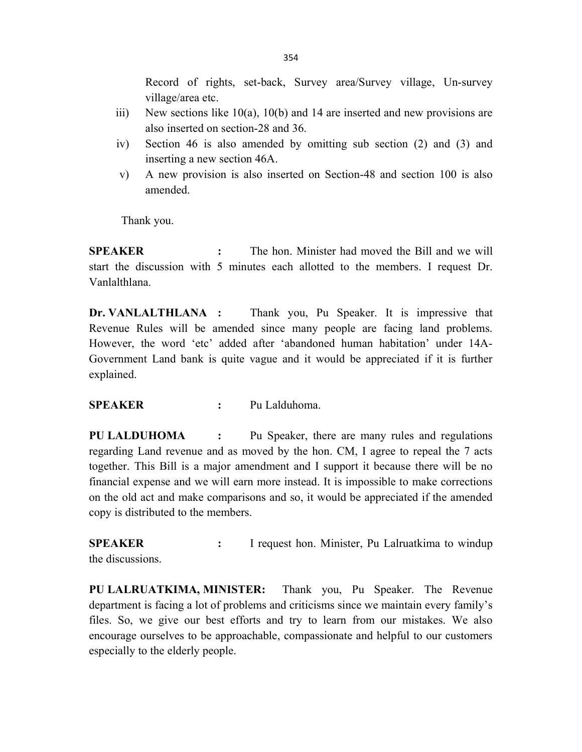Record of rights, set-back, Survey area/Survey village, Un-survey village/area etc.

iii) New sections like 10(a), 10(b) and 14 are inserted and new provisions are also inserted on section-28 and 36.

iv) Section 46 is also amended by omitting sub section (2) and (3) and inserting a new section 46A.

v) A new provision is also inserted on Section-48 and section 100 is also amended.

Thank you.

**SPEAKER :** The hon. Minister had moved the Bill and we will start the discussion with 5 minutes each allotted to the members. I request Dr. Vanlalthlana.

**Dr. VANLALTHLANA :** Thank you, Pu Speaker. It is impressive that Revenue Rules will be amended since many people are facing land problems. However, the word 'etc' added after 'abandoned human habitation' under 14A-Government Land bank is quite vague and it would be appreciated if it is further explained.

**SPEAKER :** Pu Lalduhoma.

**PU LALDUHOMA :** Pu Speaker, there are many rules and regulations regarding Land revenue and as moved by the hon. CM, I agree to repeal the 7 acts together. This Bill is a major amendment and I support it because there will be no financial expense and we will earn more instead. It is impossible to make corrections on the old act and make comparisons and so, it would be appreciated if the amended copy is distributed to the members.

**SPEAKER :** I request hon. Minister, Pu Lalruatkima to windup the discussions.

**PU LALRUATKIMA, MINISTER:** Thank you, Pu Speaker. The Revenue department is facing a lot of problems and criticisms since we maintain every family's files. So, we give our best efforts and try to learn from our mistakes. We also encourage ourselves to be approachable, compassionate and helpful to our customers especially to the elderly people.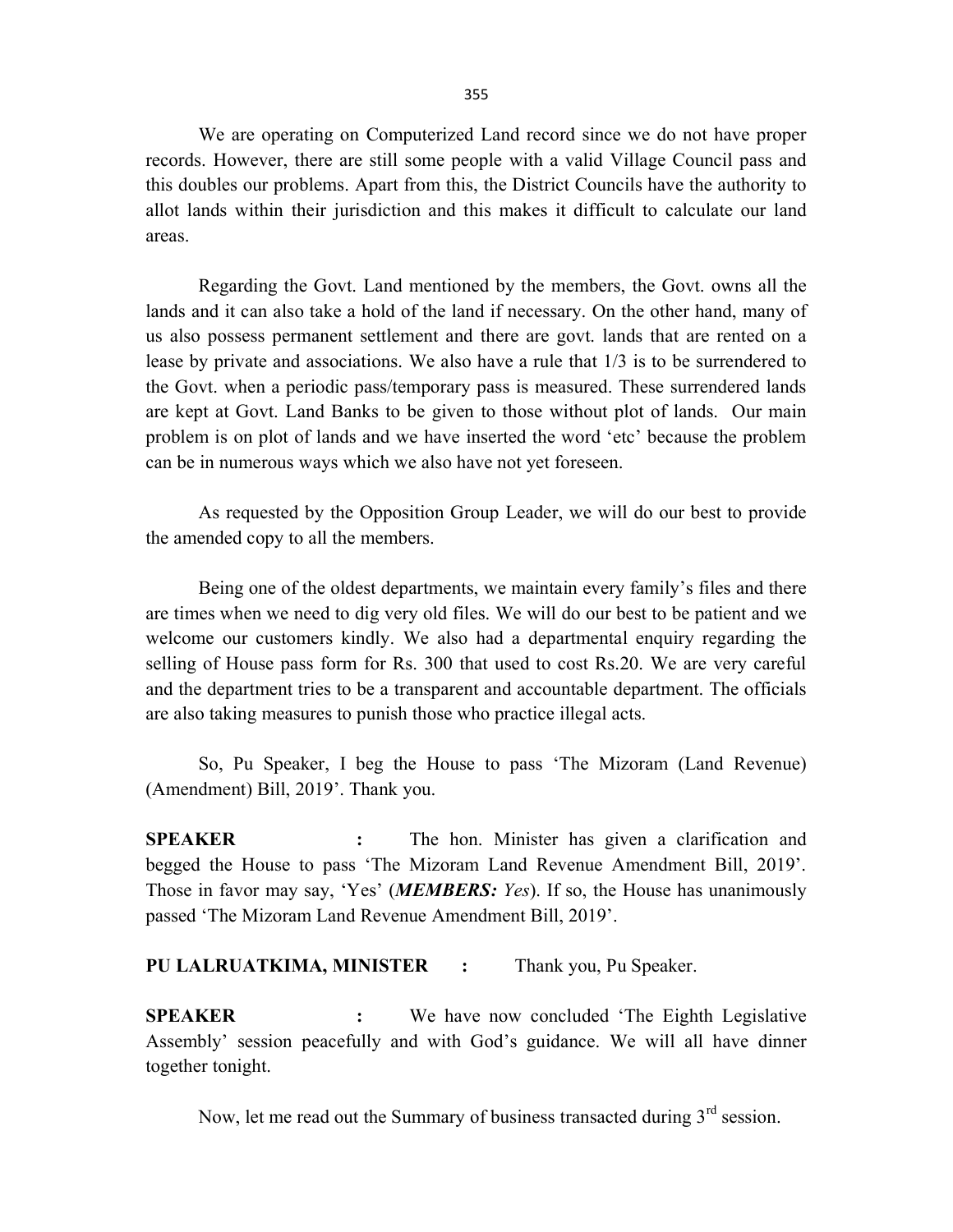We are operating on Computerized Land record since we do not have proper records. However, there are still some people with a valid Village Council pass and this doubles our problems. Apart from this, the District Councils have the authority to allot lands within their jurisdiction and this makes it difficult to calculate our land areas.

Regarding the Govt. Land mentioned by the members, the Govt. owns all the lands and it can also take a hold of the land if necessary. On the other hand, many of us also possess permanent settlement and there are govt. lands that are rented on a lease by private and associations. We also have a rule that 1/3 is to be surrendered to the Govt. when a periodic pass/temporary pass is measured. These surrendered lands are kept at Govt. Land Banks to be given to those without plot of lands. Our main problem is on plot of lands and we have inserted the word 'etc' because the problem can be in numerous ways which we also have not yet foreseen.

As requested by the Opposition Group Leader, we will do our best to provide the amended copy to all the members.

Being one of the oldest departments, we maintain every family's files and there are times when we need to dig very old files. We will do our best to be patient and we welcome our customers kindly. We also had a departmental enquiry regarding the selling of House pass form for Rs. 300 that used to cost Rs.20. We are very careful and the department tries to be a transparent and accountable department. The officials are also taking measures to punish those who practice illegal acts.

So, Pu Speaker, I beg the House to pass 'The Mizoram (Land Revenue) (Amendment) Bill, 2019'. Thank you.

**SPEAKER** : The hon. Minister has given a clarification and begged the House to pass 'The Mizoram Land Revenue Amendment Bill, 2019'. Those in favor may say, 'Yes' (***MEMBERS:*** *Yes*). If so, the House has unanimously passed 'The Mizoram Land Revenue Amendment Bill, 2019'.

**PU LALRUATKIMA, MINISTER** : Thank you, Pu Speaker.

**SPEAKER** : We have now concluded 'The Eighth Legislative Assembly' session peacefully and with God's guidance. We will all have dinner together tonight.

Now, let me read out the Summary of business transacted during 3rd session.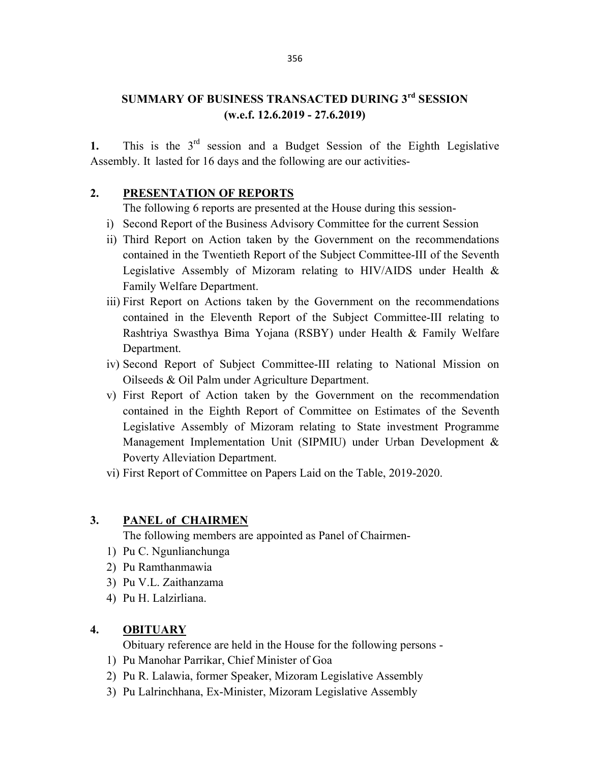## SUMMARY OF BUSINESS TRANSACTED DURING 3rd SESSION (w.e.f. 12.6.2019 - 27.6.2019)

**1.** This is the 3rd session and a Budget Session of the Eighth Legislative Assembly. It lasted for 16 days and the following are our activities-

### 2. PRESENTATION OF REPORTS

The following 6 reports are presented at the House during this session-

i) Second Report of the Business Advisory Committee for the current Session

ii) Third Report on Action taken by the Government on the recommendations contained in the Twentieth Report of the Subject Committee-III of the Seventh Legislative Assembly of Mizoram relating to HIV/AIDS under Health & Family Welfare Department.

iii) First Report on Actions taken by the Government on the recommendations contained in the Eleventh Report of the Subject Committee-III relating to Rashtriya Swasthya Bima Yojana (RSBY) under Health & Family Welfare Department.

iv) Second Report of Subject Committee-III relating to National Mission on Oilseeds & Oil Palm under Agriculture Department.

v) First Report of Action taken by the Government on the recommendation contained in the Eighth Report of Committee on Estimates of the Seventh Legislative Assembly of Mizoram relating to State investment Programme Management Implementation Unit (SIPMIU) under Urban Development & Poverty Alleviation Department.

vi) First Report of Committee on Papers Laid on the Table, 2019-2020.

### 3. PANEL of CHAIRMEN

The following members are appointed as Panel of Chairmen-

1) Pu C. Ngunlianchunga
2) Pu Ramthanmawia
3) Pu V.L. Zaithanzama
4) Pu H. Lalzirliana.

### 4. OBITUARY

Obituary reference are held in the House for the following persons -

1) Pu Manohar Parrikar, Chief Minister of Goa
2) Pu R. Lalawia, former Speaker, Mizoram Legislative Assembly
3) Pu Lalrinchhana, Ex-Minister, Mizoram Legislative Assembly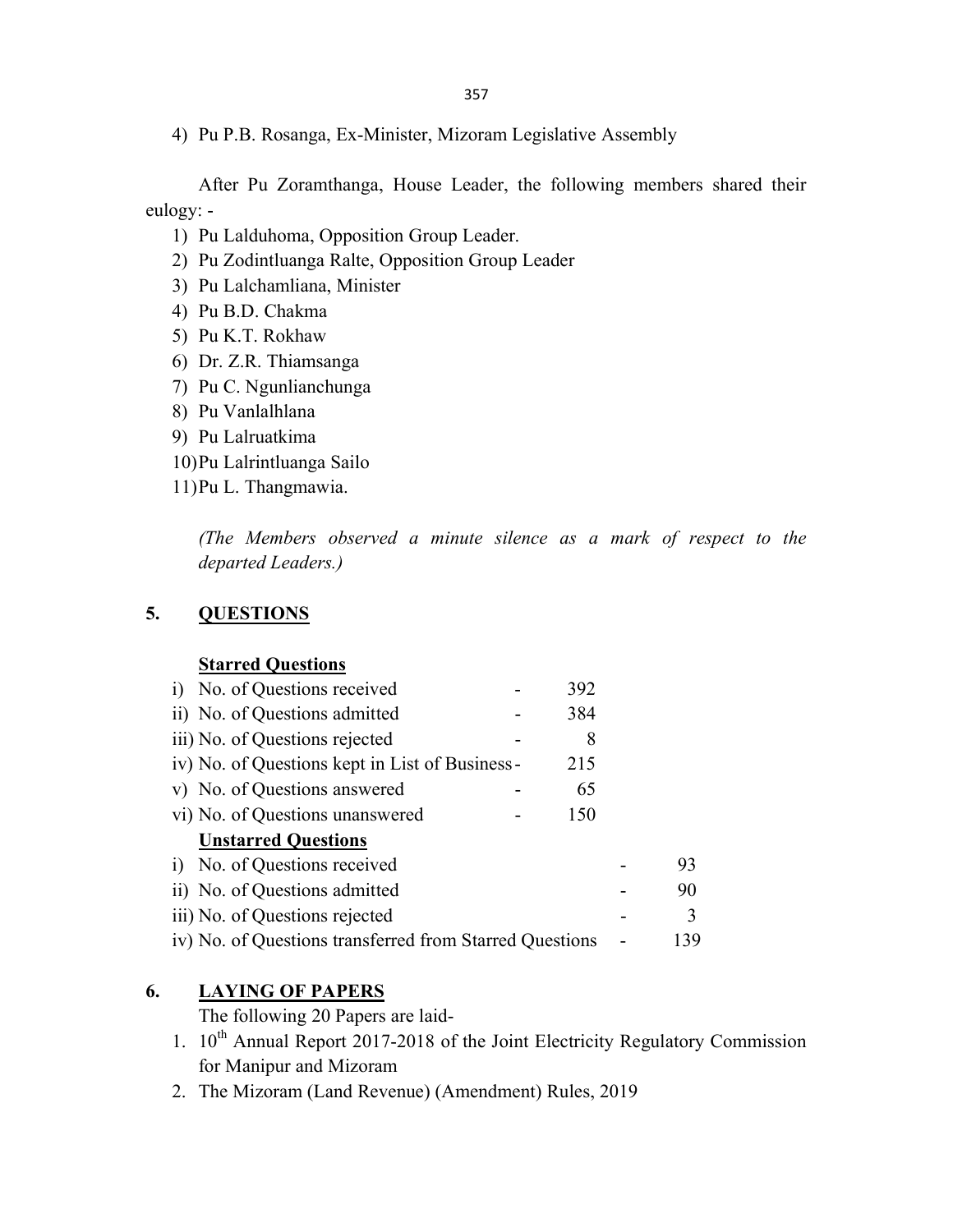4) Pu P.B. Rosanga, Ex-Minister, Mizoram Legislative Assembly

After Pu Zoramthanga, House Leader, the following members shared their eulogy: -

1) Pu Lalduhoma, Opposition Group Leader.
2) Pu Zodintluanga Ralte, Opposition Group Leader
3) Pu Lalchamliana, Minister
4) Pu B.D. Chakma
5) Pu K.T. Rokhaw
6) Dr. Z.R. Thiamsanga
7) Pu C. Ngunlianchunga
8) Pu Vanlalhlana
9) Pu Lalruatkima
10) Pu Lalrintluanga Sailo
11) Pu L. Thangmawia.

*(The Members observed a minute silence as a mark of respect to the departed Leaders.)*

## 5. QUESTIONS

**Starred Questions**

i) No. of Questions received - 392
ii) No. of Questions admitted - 384
iii) No. of Questions rejected - 8
iv) No. of Questions kept in List of Business - 215
v) No. of Questions answered - 65
vi) No. of Questions unanswered - 150

**Unstarred Questions**

i) No. of Questions received - 93
ii) No. of Questions admitted - 90
iii) No. of Questions rejected - 3
iv) No. of Questions transferred from Starred Questions - 139

## 6. LAYING OF PAPERS

The following 20 Papers are laid-

1. 10th Annual Report 2017-2018 of the Joint Electricity Regulatory Commission for Manipur and Mizoram
2. The Mizoram (Land Revenue) (Amendment) Rules, 2019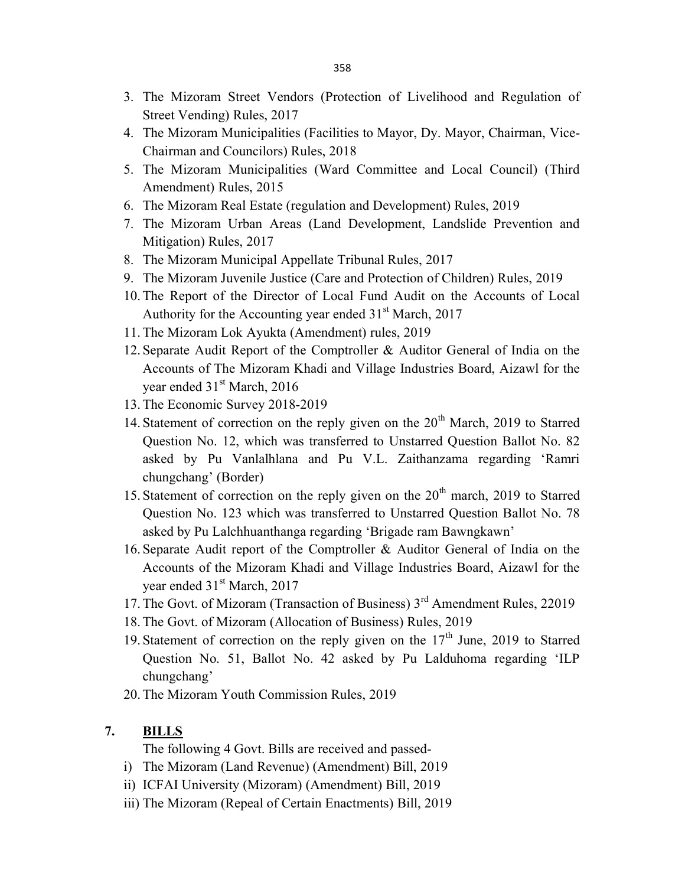3. The Mizoram Street Vendors (Protection of Livelihood and Regulation of Street Vending) Rules, 2017
4. The Mizoram Municipalities (Facilities to Mayor, Dy. Mayor, Chairman, Vice-Chairman and Councilors) Rules, 2018
5. The Mizoram Municipalities (Ward Committee and Local Council) (Third Amendment) Rules, 2015
6. The Mizoram Real Estate (regulation and Development) Rules, 2019
7. The Mizoram Urban Areas (Land Development, Landslide Prevention and Mitigation) Rules, 2017
8. The Mizoram Municipal Appellate Tribunal Rules, 2017
9. The Mizoram Juvenile Justice (Care and Protection of Children) Rules, 2019
10. The Report of the Director of Local Fund Audit on the Accounts of Local Authority for the Accounting year ended 31st March, 2017
11. The Mizoram Lok Ayukta (Amendment) rules, 2019
12. Separate Audit Report of the Comptroller & Auditor General of India on the Accounts of The Mizoram Khadi and Village Industries Board, Aizawl for the year ended 31st March, 2016
13. The Economic Survey 2018-2019
14. Statement of correction on the reply given on the 20th March, 2019 to Starred Question No. 12, which was transferred to Unstarred Question Ballot No. 82 asked by Pu Vanlalhlana and Pu V.L. Zaithanzama regarding 'Ramri chungchang' (Border)
15. Statement of correction on the reply given on the 20th march, 2019 to Starred Question No. 123 which was transferred to Unstarred Question Ballot No. 78 asked by Pu Lalchhuanthanga regarding 'Brigade ram Bawngkawn'
16. Separate Audit report of the Comptroller & Auditor General of India on the Accounts of the Mizoram Khadi and Village Industries Board, Aizawl for the year ended 31st March, 2017
17. The Govt. of Mizoram (Transaction of Business) 3rd Amendment Rules, 22019
18. The Govt. of Mizoram (Allocation of Business) Rules, 2019
19. Statement of correction on the reply given on the 17th June, 2019 to Starred Question No. 51, Ballot No. 42 asked by Pu Lalduhoma regarding 'ILP chungchang'
20. The Mizoram Youth Commission Rules, 2019

**7. BILLS**

The following 4 Govt. Bills are received and passed-

i) The Mizoram (Land Revenue) (Amendment) Bill, 2019
ii) ICFAI University (Mizoram) (Amendment) Bill, 2019
iii) The Mizoram (Repeal of Certain Enactments) Bill, 2019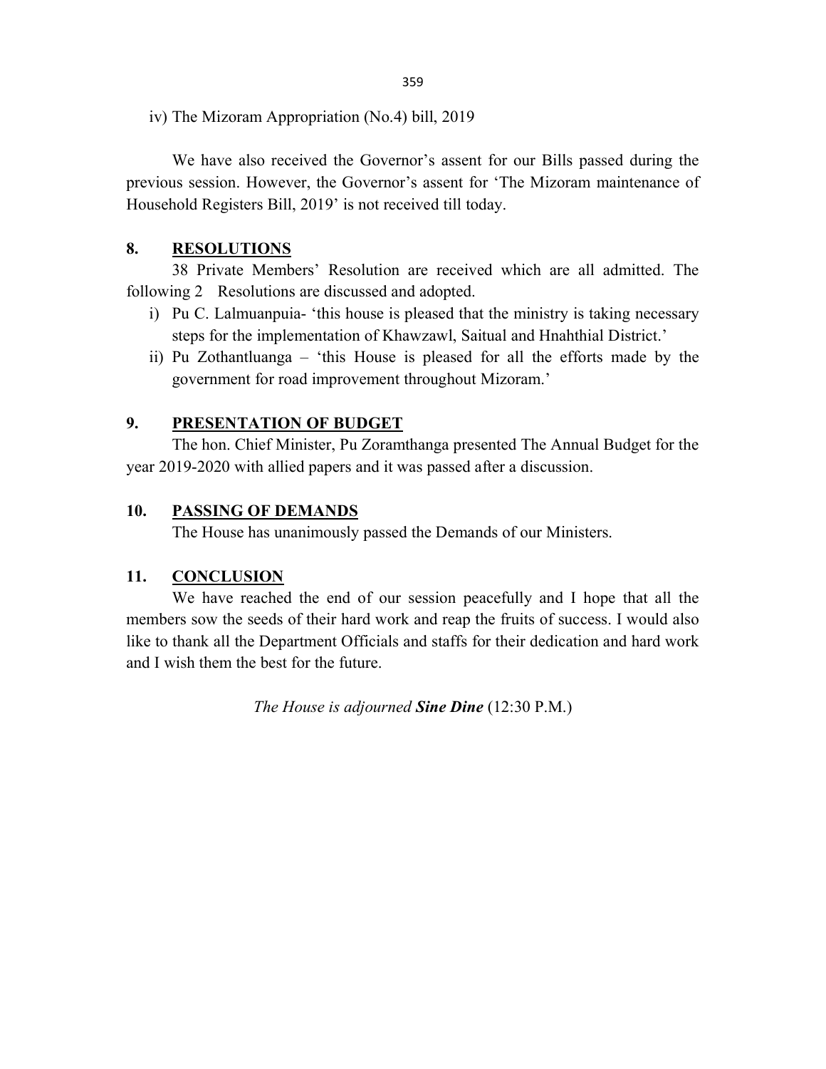iv) The Mizoram Appropriation (No.4) bill, 2019

We have also received the Governor's assent for our Bills passed during the previous session. However, the Governor's assent for 'The Mizoram maintenance of Household Registers Bill, 2019' is not received till today.

## 8. RESOLUTIONS

38 Private Members' Resolution are received which are all admitted. The following 2 Resolutions are discussed and adopted.

i) Pu C. Lalmuanpuia- 'this house is pleased that the ministry is taking necessary steps for the implementation of Khawzawl, Saitual and Hnahthial District.'

ii) Pu Zothantluanga – 'this House is pleased for all the efforts made by the government for road improvement throughout Mizoram.'

## 9. PRESENTATION OF BUDGET

The hon. Chief Minister, Pu Zoramthanga presented The Annual Budget for the year 2019-2020 with allied papers and it was passed after a discussion.

## 10. PASSING OF DEMANDS

The House has unanimously passed the Demands of our Ministers.

## 11. CONCLUSION

We have reached the end of our session peacefully and I hope that all the members sow the seeds of their hard work and reap the fruits of success. I would also like to thank all the Department Officials and staffs for their dedication and hard work and I wish them the best for the future.

*The House is adjourned* ***Sine Dine*** (12:30 P.M.)